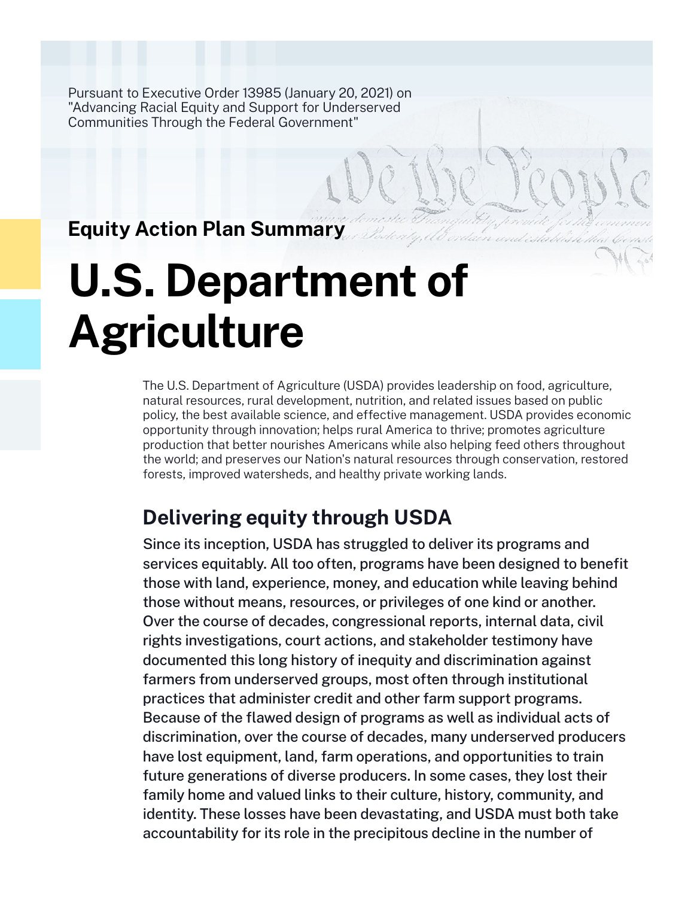Pursuant to Executive Order 13985 (January 20, 2021) on "Advancing Racial Equity and Support for Underserved Communities Through the Federal Government"

**Equity Action Plan Summary**

# U.S. Department of Agriculture

The U.S. Department of Agriculture (USDA) provides leadership on food, agriculture, natural resources, rural development, nutrition, and related issues based on public policy, the best available science, and effective management. USDA provides economic opportunity through innovation; helps rural America to thrive; promotes agriculture production that better nourishes Americans while also helping feed others throughout the world; and preserves our Nation's natural resources through conservation, restored forests, improved watersheds, and healthy private working lands.

## Delivering equity through USDA

Since its inception, USDA has struggled to deliver its programs and services equitably. All too often, programs have been designed to benefit those with land, experience, money, and education while leaving behind those without means, resources, or privileges of one kind or another. Over the course of decades, congressional reports, internal data, civil rights investigations, court actions, and stakeholder testimony have documented this long history of inequity and discrimination against farmers from underserved groups, most often through institutional practices that administer credit and other farm support programs. Because of the flawed design of programs as well as individual acts of discrimination, over the course of decades, many underserved producers have lost equipment, land, farm operations, and opportunities to train future generations of diverse producers. In some cases, they lost their family home and valued links to their culture, history, community, and identity. These losses have been devastating, and USDA must both take accountability for its role in the precipitous decline in the number of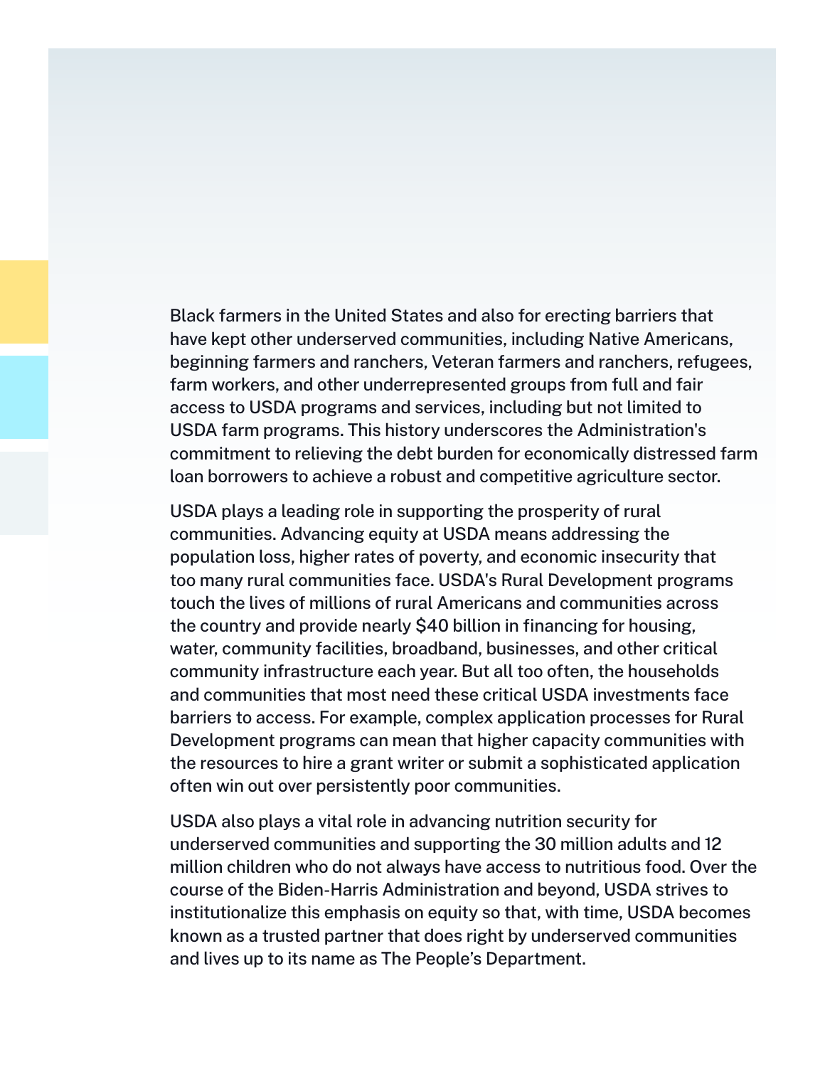Black farmers in the United States and also for erecting barriers that have kept other underserved communities, including Native Americans, beginning farmers and ranchers, Veteran farmers and ranchers, refugees, farm workers, and other underrepresented groups from full and fair access to USDA programs and services, including but not limited to USDA farm programs. This history underscores the Administration's commitment to relieving the debt burden for economically distressed farm loan borrowers to achieve a robust and competitive agriculture sector.

USDA plays a leading role in supporting the prosperity of rural communities. Advancing equity at USDA means addressing the population loss, higher rates of poverty, and economic insecurity that too many rural communities face. USDA's Rural Development programs touch the lives of millions of rural Americans and communities across the country and provide nearly $40 billion in financing for housing, water, community facilities, broadband, businesses, and other critical community infrastructure each year. But all too often, the households and communities that most need these critical USDA investments face barriers to access. For example, complex application processes for Rural Development programs can mean that higher capacity communities with the resources to hire a grant writer or submit a sophisticated application often win out over persistently poor communities.

USDA also plays a vital role in advancing nutrition security for underserved communities and supporting the 30 million adults and 12 million children who do not always have access to nutritious food. Over the course of the Biden-Harris Administration and beyond, USDA strives to institutionalize this emphasis on equity so that, with time, USDA becomes known as a trusted partner that does right by underserved communities and lives up to its name as The People's Department.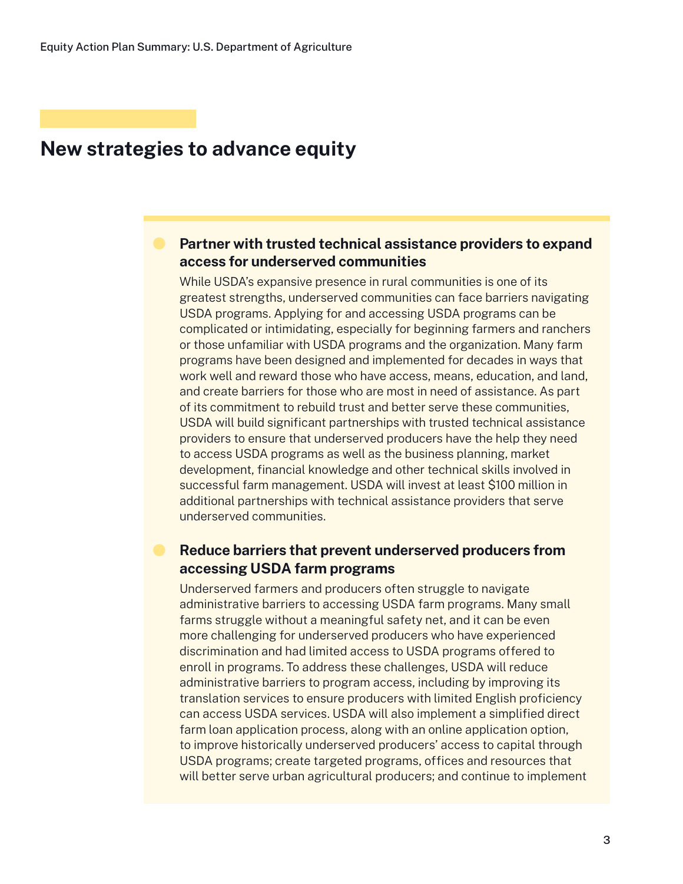## New strategies to advance equity

- **Partner with trusted technical assistance providers to expand access for underserved communities**

  While USDA's expansive presence in rural communities is one of its greatest strengths, underserved communities can face barriers navigating USDA programs. Applying for and accessing USDA programs can be complicated or intimidating, especially for beginning farmers and ranchers or those unfamiliar with USDA programs and the organization. Many farm programs have been designed and implemented for decades in ways that work well and reward those who have access, means, education, and land, and create barriers for those who are most in need of assistance. As part of its commitment to rebuild trust and better serve these communities, USDA will build significant partnerships with trusted technical assistance providers to ensure that underserved producers have the help they need to access USDA programs as well as the business planning, market development, financial knowledge and other technical skills involved in successful farm management. USDA will invest at least $100 million in additional partnerships with technical assistance providers that serve underserved communities.

- **Reduce barriers that prevent underserved producers from accessing USDA farm programs**

  Underserved farmers and producers often struggle to navigate administrative barriers to accessing USDA farm programs. Many small farms struggle without a meaningful safety net, and it can be even more challenging for underserved producers who have experienced discrimination and had limited access to USDA programs offered to enroll in programs. To address these challenges, USDA will reduce administrative barriers to program access, including by improving its translation services to ensure producers with limited English proficiency can access USDA services. USDA will also implement a simplified direct farm loan application process, along with an online application option, to improve historically underserved producers' access to capital through USDA programs; create targeted programs, offices and resources that will better serve urban agricultural producers; and continue to implement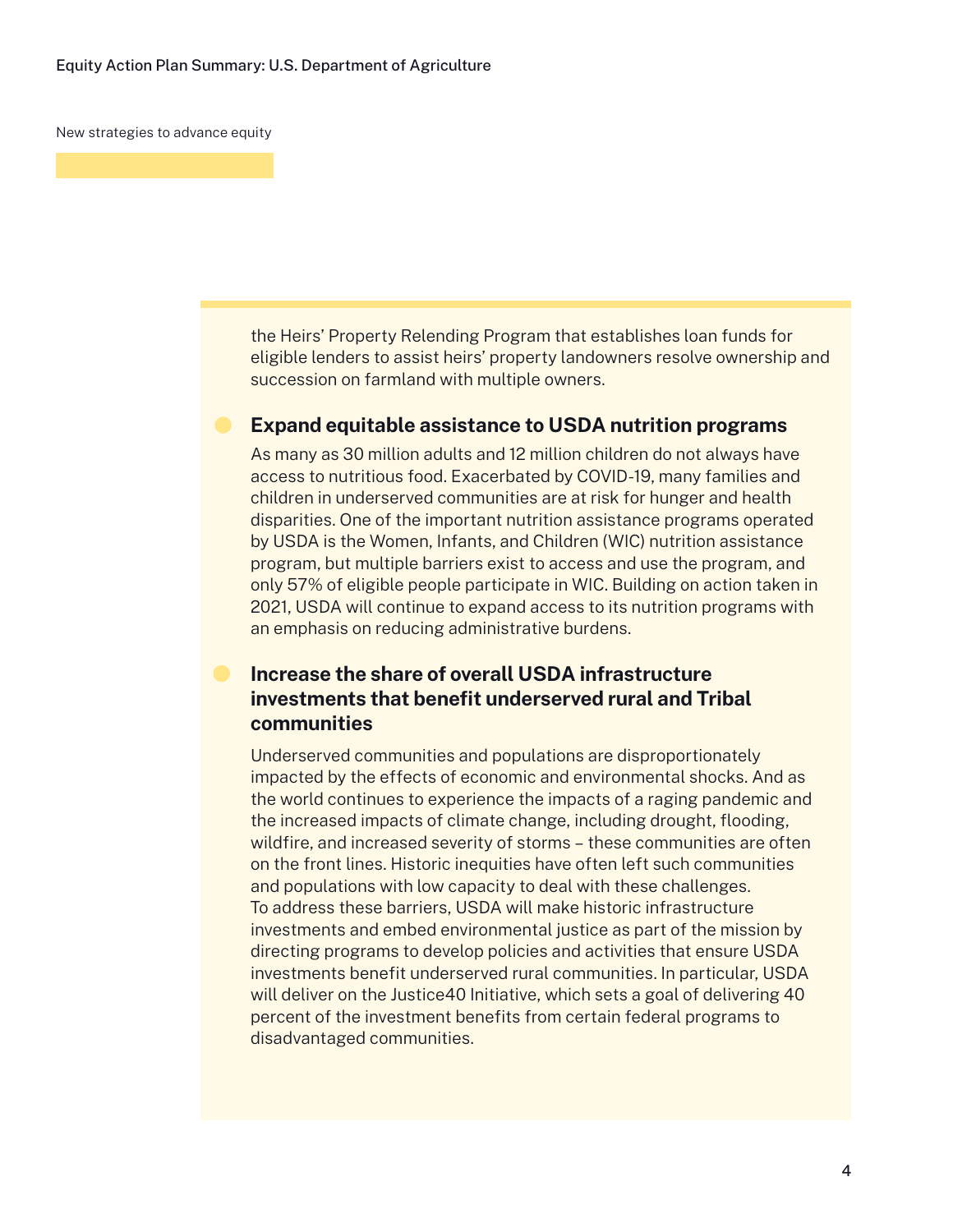New strategies to advance equity

the Heirs' Property Relending Program that establishes loan funds for eligible lenders to assist heirs' property landowners resolve ownership and succession on farmland with multiple owners.

- **Expand equitable assistance to USDA nutrition programs**

  As many as 30 million adults and 12 million children do not always have access to nutritious food. Exacerbated by COVID-19, many families and children in underserved communities are at risk for hunger and health disparities. One of the important nutrition assistance programs operated by USDA is the Women, Infants, and Children (WIC) nutrition assistance program, but multiple barriers exist to access and use the program, and only 57% of eligible people participate in WIC. Building on action taken in 2021, USDA will continue to expand access to its nutrition programs with an emphasis on reducing administrative burdens.

- **Increase the share of overall USDA infrastructure investments that benefit underserved rural and Tribal communities**

  Underserved communities and populations are disproportionately impacted by the effects of economic and environmental shocks. And as the world continues to experience the impacts of a raging pandemic and the increased impacts of climate change, including drought, flooding, wildfire, and increased severity of storms – these communities are often on the front lines. Historic inequities have often left such communities and populations with low capacity to deal with these challenges. To address these barriers, USDA will make historic infrastructure investments and embed environmental justice as part of the mission by directing programs to develop policies and activities that ensure USDA investments benefit underserved rural communities. In particular, USDA will deliver on the Justice40 Initiative, which sets a goal of delivering 40 percent of the investment benefits from certain federal programs to disadvantaged communities.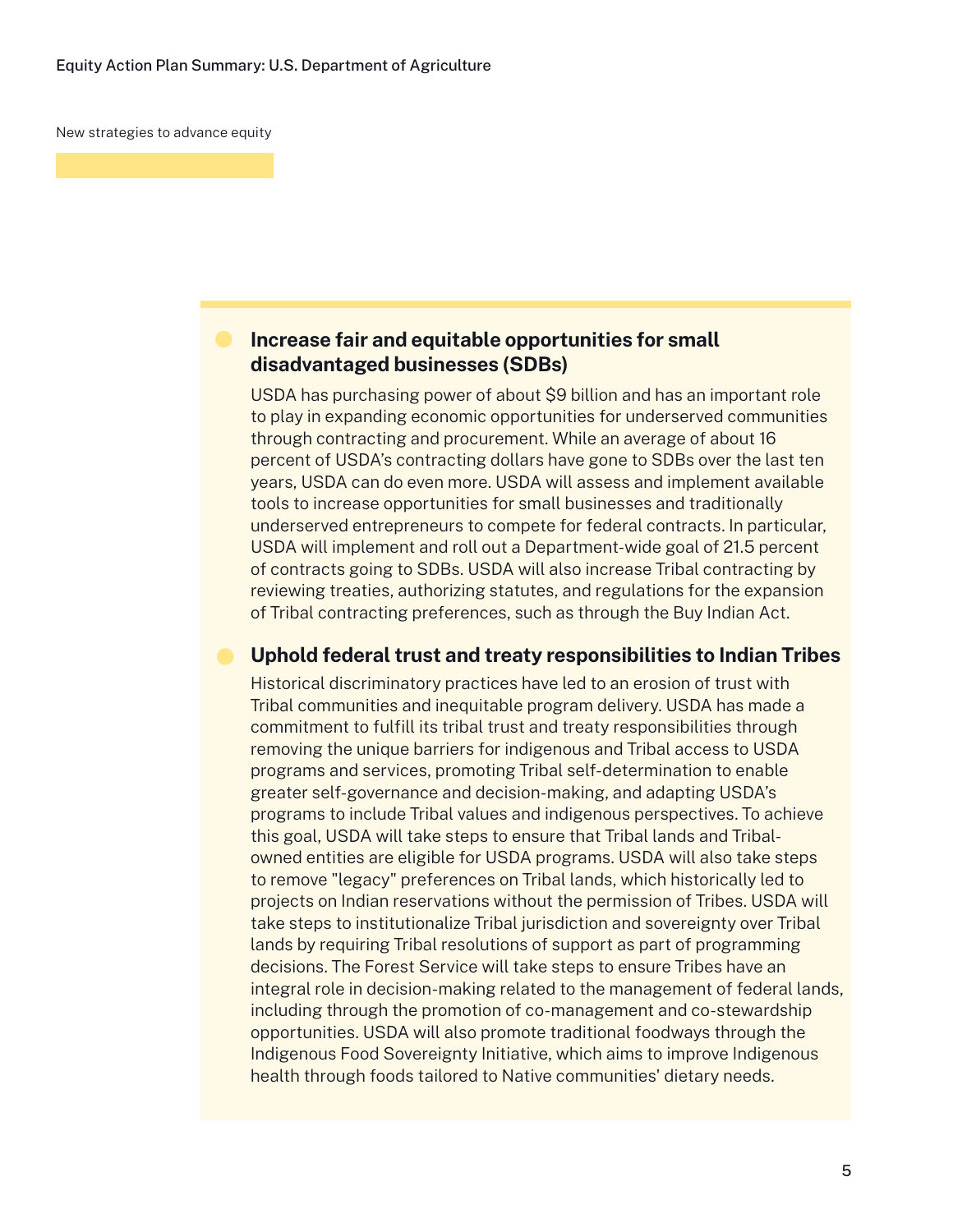New strategies to advance equity

### Increase fair and equitable opportunities for small disadvantaged businesses (SDBs)

USDA has purchasing power of about $9 billion and has an important role to play in expanding economic opportunities for underserved communities through contracting and procurement. While an average of about 16 percent of USDA's contracting dollars have gone to SDBs over the last ten years, USDA can do even more. USDA will assess and implement available tools to increase opportunities for small businesses and traditionally underserved entrepreneurs to compete for federal contracts. In particular, USDA will implement and roll out a Department-wide goal of 21.5 percent of contracts going to SDBs. USDA will also increase Tribal contracting by reviewing treaties, authorizing statutes, and regulations for the expansion of Tribal contracting preferences, such as through the Buy Indian Act.

### Uphold federal trust and treaty responsibilities to Indian Tribes

Historical discriminatory practices have led to an erosion of trust with Tribal communities and inequitable program delivery. USDA has made a commitment to fulfill its tribal trust and treaty responsibilities through removing the unique barriers for indigenous and Tribal access to USDA programs and services, promoting Tribal self-determination to enable greater self-governance and decision-making, and adapting USDA's programs to include Tribal values and indigenous perspectives. To achieve this goal, USDA will take steps to ensure that Tribal lands and Tribal-owned entities are eligible for USDA programs. USDA will also take steps to remove "legacy" preferences on Tribal lands, which historically led to projects on Indian reservations without the permission of Tribes. USDA will take steps to institutionalize Tribal jurisdiction and sovereignty over Tribal lands by requiring Tribal resolutions of support as part of programming decisions. The Forest Service will take steps to ensure Tribes have an integral role in decision-making related to the management of federal lands, including through the promotion of co-management and co-stewardship opportunities. USDA will also promote traditional foodways through the Indigenous Food Sovereignty Initiative, which aims to improve Indigenous health through foods tailored to Native communities' dietary needs.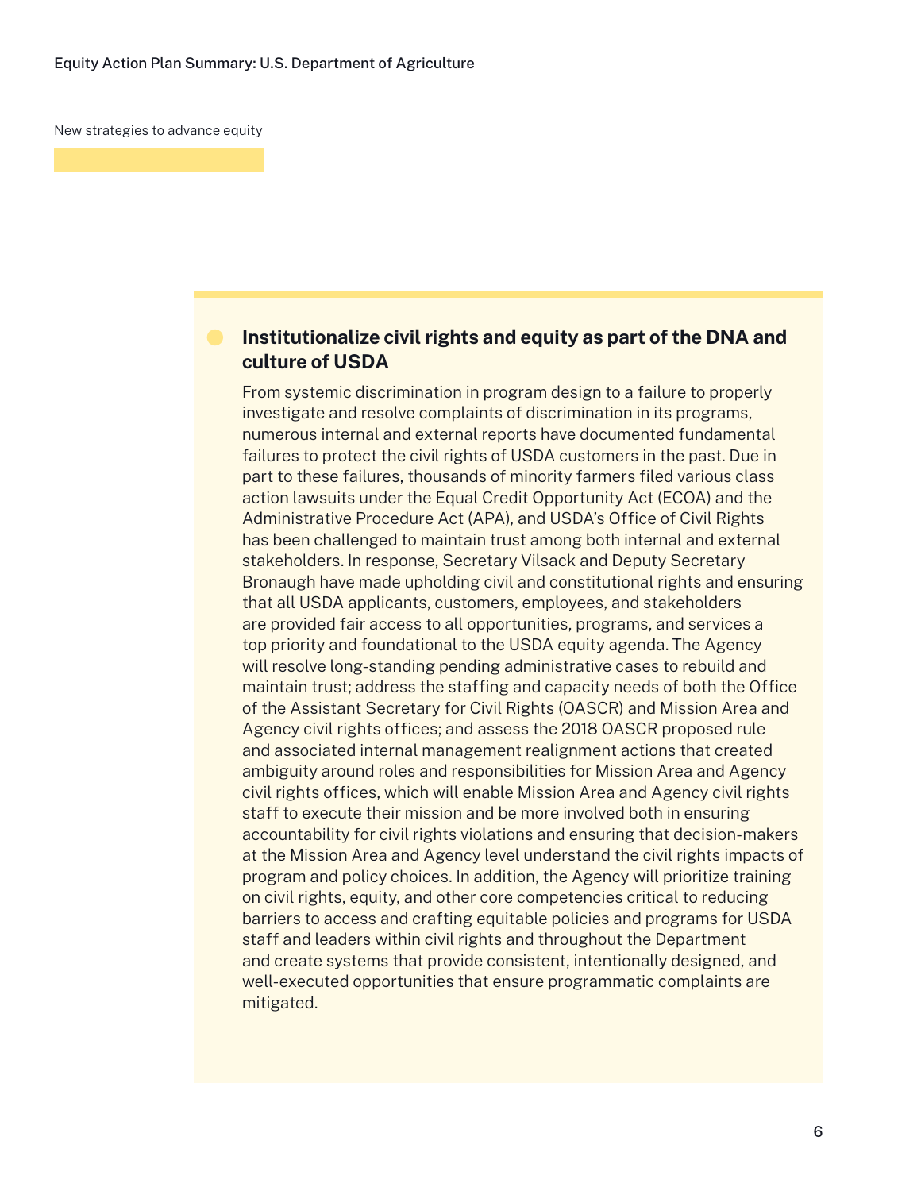New strategies to advance equity

### Institutionalize civil rights and equity as part of the DNA and culture of USDA

From systemic discrimination in program design to a failure to properly investigate and resolve complaints of discrimination in its programs, numerous internal and external reports have documented fundamental failures to protect the civil rights of USDA customers in the past. Due in part to these failures, thousands of minority farmers filed various class action lawsuits under the Equal Credit Opportunity Act (ECOA) and the Administrative Procedure Act (APA), and USDA's Office of Civil Rights has been challenged to maintain trust among both internal and external stakeholders. In response, Secretary Vilsack and Deputy Secretary Bronaugh have made upholding civil and constitutional rights and ensuring that all USDA applicants, customers, employees, and stakeholders are provided fair access to all opportunities, programs, and services a top priority and foundational to the USDA equity agenda. The Agency will resolve long-standing pending administrative cases to rebuild and maintain trust; address the staffing and capacity needs of both the Office of the Assistant Secretary for Civil Rights (OASCR) and Mission Area and Agency civil rights offices; and assess the 2018 OASCR proposed rule and associated internal management realignment actions that created ambiguity around roles and responsibilities for Mission Area and Agency civil rights offices, which will enable Mission Area and Agency civil rights staff to execute their mission and be more involved both in ensuring accountability for civil rights violations and ensuring that decision-makers at the Mission Area and Agency level understand the civil rights impacts of program and policy choices. In addition, the Agency will prioritize training on civil rights, equity, and other core competencies critical to reducing barriers to access and crafting equitable policies and programs for USDA staff and leaders within civil rights and throughout the Department and create systems that provide consistent, intentionally designed, and well-executed opportunities that ensure programmatic complaints are mitigated.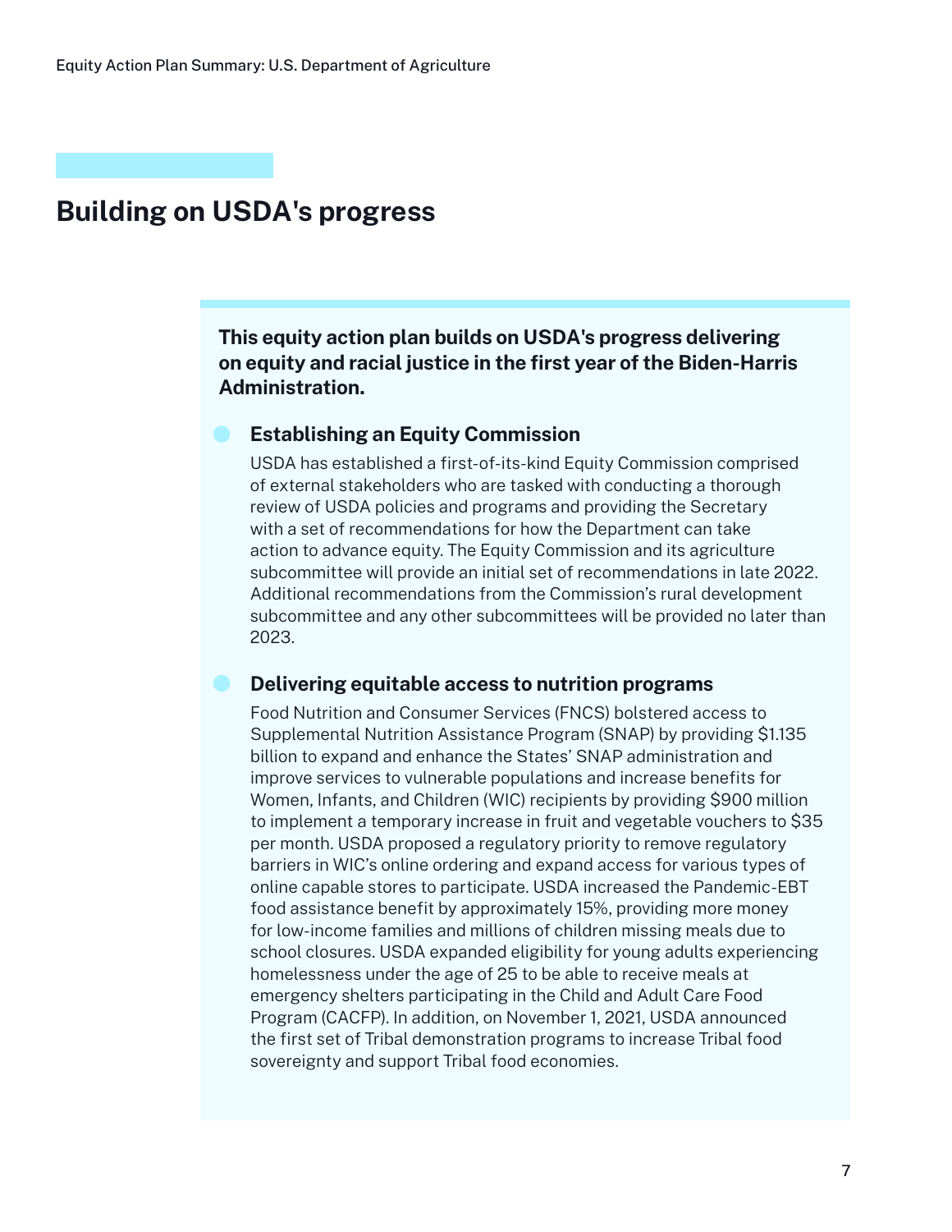## Building on USDA's progress

**This equity action plan builds on USDA's progress delivering on equity and racial justice in the first year of the Biden-Harris Administration.**

- **Establishing an Equity Commission**

  USDA has established a first-of-its-kind Equity Commission comprised of external stakeholders who are tasked with conducting a thorough review of USDA policies and programs and providing the Secretary with a set of recommendations for how the Department can take action to advance equity. The Equity Commission and its agriculture subcommittee will provide an initial set of recommendations in late 2022. Additional recommendations from the Commission's rural development subcommittee and any other subcommittees will be provided no later than 2023.

- **Delivering equitable access to nutrition programs**

  Food Nutrition and Consumer Services (FNCS) bolstered access to Supplemental Nutrition Assistance Program (SNAP) by providing $1.135 billion to expand and enhance the States' SNAP administration and improve services to vulnerable populations and increase benefits for Women, Infants, and Children (WIC) recipients by providing $900 million to implement a temporary increase in fruit and vegetable vouchers to $35 per month. USDA proposed a regulatory priority to remove regulatory barriers in WIC's online ordering and expand access for various types of online capable stores to participate. USDA increased the Pandemic-EBT food assistance benefit by approximately 15%, providing more money for low-income families and millions of children missing meals due to school closures. USDA expanded eligibility for young adults experiencing homelessness under the age of 25 to be able to receive meals at emergency shelters participating in the Child and Adult Care Food Program (CACFP). In addition, on November 1, 2021, USDA announced the first set of Tribal demonstration programs to increase Tribal food sovereignty and support Tribal food economies.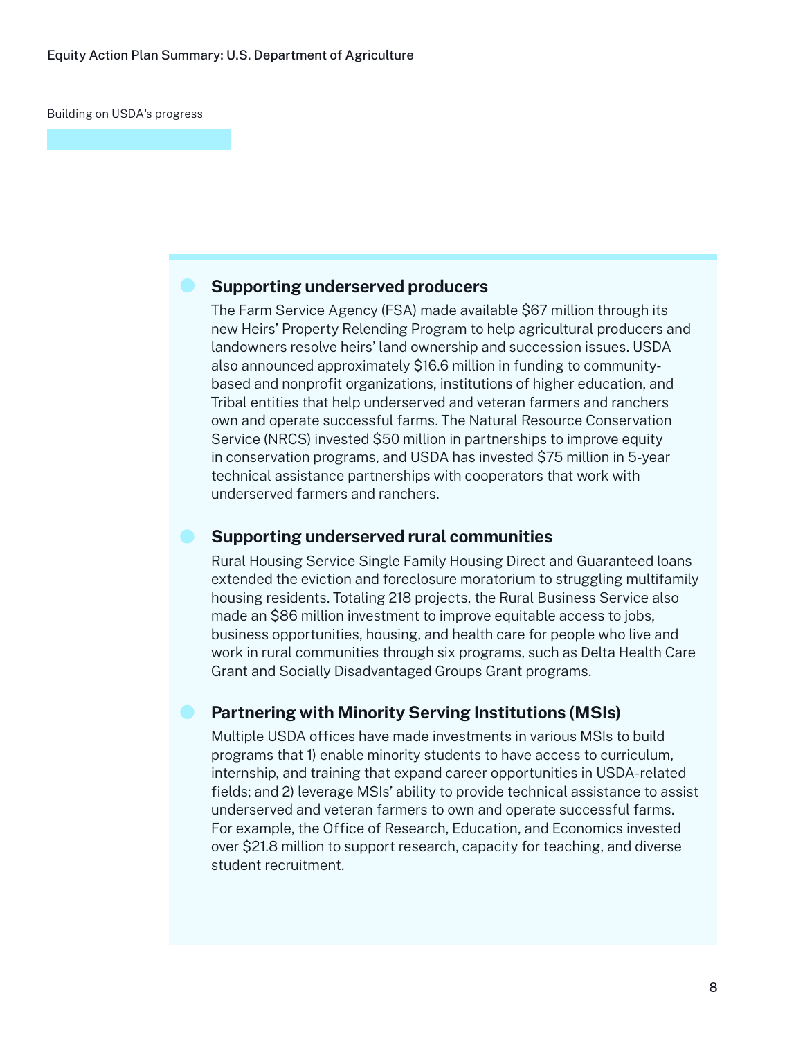Building on USDA's progress

### Supporting underserved producers

The Farm Service Agency (FSA) made available $67 million through its new Heirs' Property Relending Program to help agricultural producers and landowners resolve heirs' land ownership and succession issues. USDA also announced approximately $16.6 million in funding to community-based and nonprofit organizations, institutions of higher education, and Tribal entities that help underserved and veteran farmers and ranchers own and operate successful farms. The Natural Resource Conservation Service (NRCS) invested $50 million in partnerships to improve equity in conservation programs, and USDA has invested $75 million in 5-year technical assistance partnerships with cooperators that work with underserved farmers and ranchers.

### Supporting underserved rural communities

Rural Housing Service Single Family Housing Direct and Guaranteed loans extended the eviction and foreclosure moratorium to struggling multifamily housing residents. Totaling 218 projects, the Rural Business Service also made an $86 million investment to improve equitable access to jobs, business opportunities, housing, and health care for people who live and work in rural communities through six programs, such as Delta Health Care Grant and Socially Disadvantaged Groups Grant programs.

### Partnering with Minority Serving Institutions (MSIs)

Multiple USDA offices have made investments in various MSIs to build programs that 1) enable minority students to have access to curriculum, internship, and training that expand career opportunities in USDA-related fields; and 2) leverage MSIs' ability to provide technical assistance to assist underserved and veteran farmers to own and operate successful farms. For example, the Office of Research, Education, and Economics invested over $21.8 million to support research, capacity for teaching, and diverse student recruitment.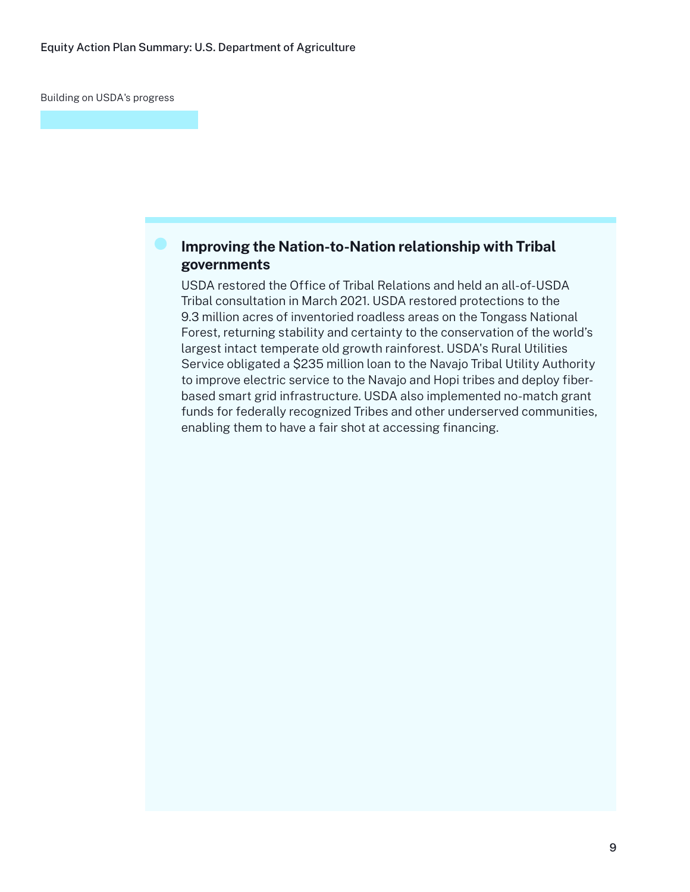Building on USDA's progress

### Improving the Nation-to-Nation relationship with Tribal governments

USDA restored the Office of Tribal Relations and held an all-of-USDA Tribal consultation in March 2021. USDA restored protections to the 9.3 million acres of inventoried roadless areas on the Tongass National Forest, returning stability and certainty to the conservation of the world's largest intact temperate old growth rainforest. USDA's Rural Utilities Service obligated a $235 million loan to the Navajo Tribal Utility Authority to improve electric service to the Navajo and Hopi tribes and deploy fiber-based smart grid infrastructure. USDA also implemented no-match grant funds for federally recognized Tribes and other underserved communities, enabling them to have a fair shot at accessing financing.